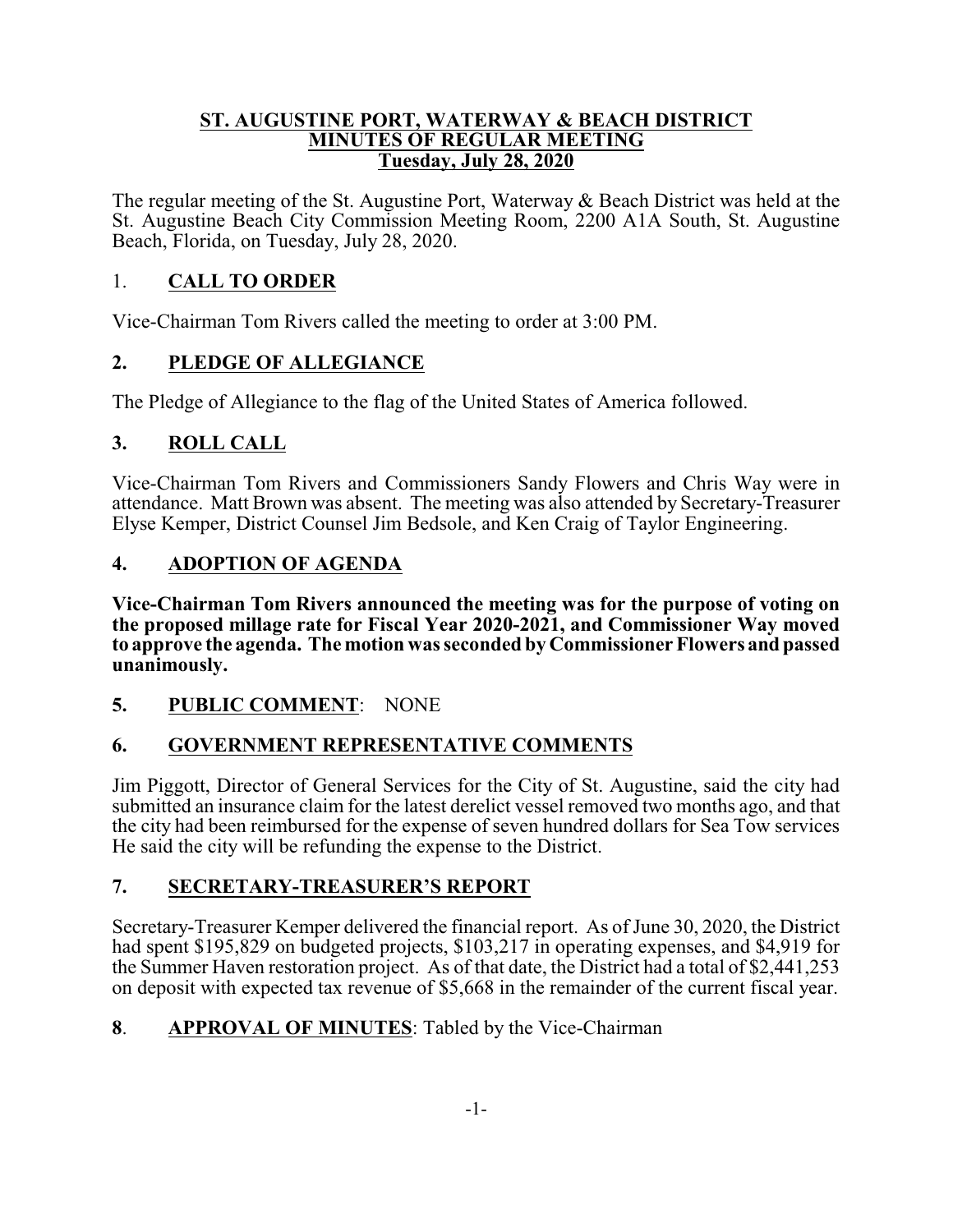**ST. AUGUSTINE PORT, WATERWAY & BEACH DISTRICT**
**MINUTES OF REGULAR MEETING**
**Tuesday, July 28, 2020**

The regular meeting of the St. Augustine Port, Waterway & Beach District was held at the St. Augustine Beach City Commission Meeting Room, 2200 A1A South, St. Augustine Beach, Florida, on Tuesday, July 28, 2020.

## 1. CALL TO ORDER

Vice-Chairman Tom Rivers called the meeting to order at 3:00 PM.

## 2. PLEDGE OF ALLEGIANCE

The Pledge of Allegiance to the flag of the United States of America followed.

## 3. ROLL CALL

Vice-Chairman Tom Rivers and Commissioners Sandy Flowers and Chris Way were in attendance. Matt Brown was absent. The meeting was also attended by Secretary-Treasurer Elyse Kemper, District Counsel Jim Bedsole, and Ken Craig of Taylor Engineering.

## 4. ADOPTION OF AGENDA

**Vice-Chairman Tom Rivers announced the meeting was for the purpose of voting on the proposed millage rate for Fiscal Year 2020-2021, and Commissioner Way moved to approve the agenda. The motion was seconded by Commissioner Flowers and passed unanimously.**

## 5. PUBLIC COMMENT: NONE

## 6. GOVERNMENT REPRESENTATIVE COMMENTS

Jim Piggott, Director of General Services for the City of St. Augustine, said the city had submitted an insurance claim for the latest derelict vessel removed two months ago, and that the city had been reimbursed for the expense of seven hundred dollars for Sea Tow services He said the city will be refunding the expense to the District.

## 7. SECRETARY-TREASURER'S REPORT

Secretary-Treasurer Kemper delivered the financial report. As of June 30, 2020, the District had spent $195,829 on budgeted projects, $103,217 in operating expenses, and $4,919 for the Summer Haven restoration project. As of that date, the District had a total of $2,441,253 on deposit with expected tax revenue of $5,668 in the remainder of the current fiscal year.

## 8. APPROVAL OF MINUTES: Tabled by the Vice-Chairman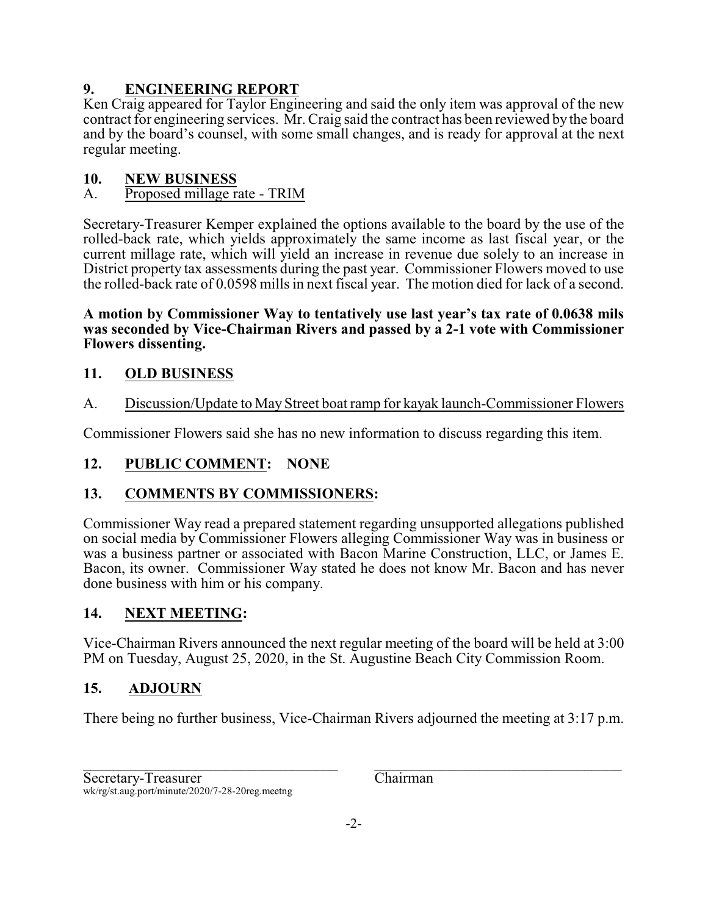## 9. ENGINEERING REPORT

Ken Craig appeared for Taylor Engineering and said the only item was approval of the new contract for engineering services. Mr. Craig said the contract has been reviewed by the board and by the board's counsel, with some small changes, and is ready for approval at the next regular meeting.

## 10. NEW BUSINESS

A. Proposed millage rate - TRIM

Secretary-Treasurer Kemper explained the options available to the board by the use of the rolled-back rate, which yields approximately the same income as last fiscal year, or the current millage rate, which will yield an increase in revenue due solely to an increase in District property tax assessments during the past year. Commissioner Flowers moved to use the rolled-back rate of 0.0598 mills in next fiscal year. The motion died for lack of a second.

**A motion by Commissioner Way to tentatively use last year's tax rate of 0.0638 mils was seconded by Vice-Chairman Rivers and passed by a 2-1 vote with Commissioner Flowers dissenting.**

## 11. OLD BUSINESS

A. Discussion/Update to May Street boat ramp for kayak launch-Commissioner Flowers

Commissioner Flowers said she has no new information to discuss regarding this item.

## 12. PUBLIC COMMENT: NONE

## 13. COMMENTS BY COMMISSIONERS:

Commissioner Way read a prepared statement regarding unsupported allegations published on social media by Commissioner Flowers alleging Commissioner Way was in business or was a business partner or associated with Bacon Marine Construction, LLC, or James E. Bacon, its owner. Commissioner Way stated he does not know Mr. Bacon and has never done business with him or his company.

## 14. NEXT MEETING:

Vice-Chairman Rivers announced the next regular meeting of the board will be held at 3:00 PM on Tuesday, August 25, 2020, in the St. Augustine Beach City Commission Room.

## 15. ADJOURN

There being no further business, Vice-Chairman Rivers adjourned the meeting at 3:17 p.m.

\_\_\_\_\_\_\_\_\_\_\_\_\_\_\_\_\_\_\_\_\_\_\_\_\_\_\_\_\_\_\_\_\_\_\_\_ \_\_\_\_\_\_\_\_\_\_\_\_\_\_\_\_\_\_\_\_\_\_\_\_\_\_\_\_\_\_\_\_\_\_\_\_

Secretary-Treasurer Chairman

wk/rg/st.aug.port/minute/2020/7-28-20reg.meetng